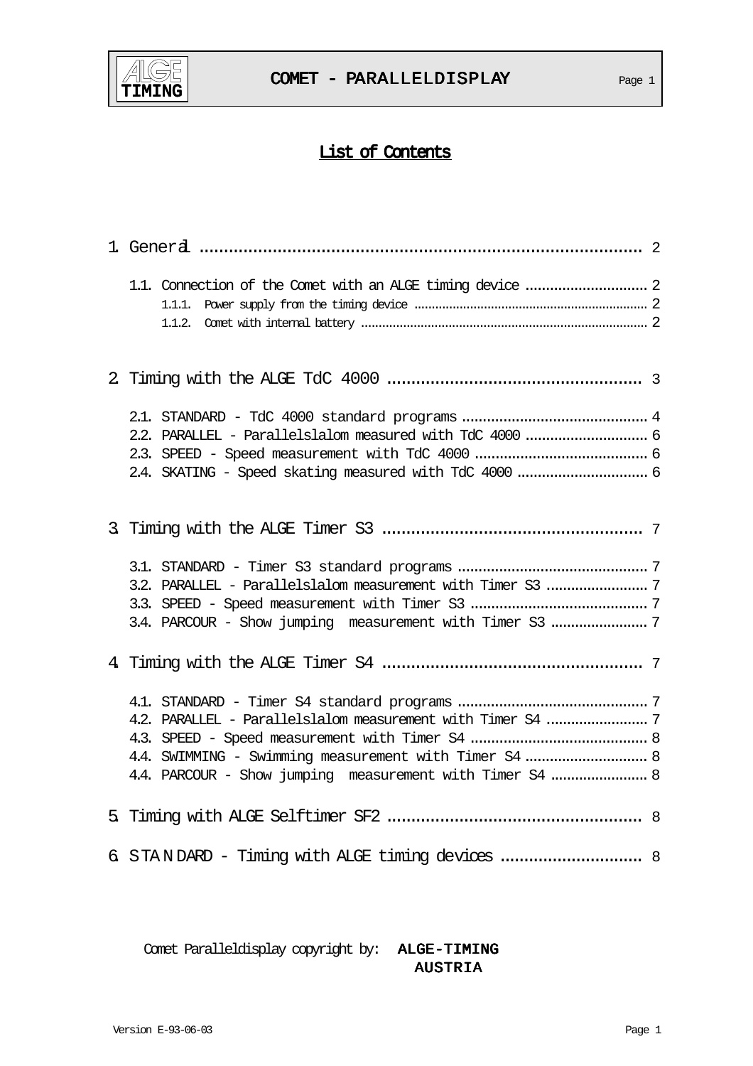# List of Contents

1. General ............................................................................................ 2

   1.1. Connection of the Comet with an ALGE timing device .............................. 2

   1.1.1. Power supply from the timing device ................................................................ 2

   1.1.2. Comet with internal battery ................................................................................ 2

2. Timing with the ALGE TdC 4000 ..................................................... 3

   2.1. STANDARD - TdC 4000 standard programs ............................................. 4

   2.2. PARALLEL - Parallelslalom measured with TdC 4000 .............................. 6

   2.3. SPEED - Speed measurement with TdC 4000 .......................................... 6

   2.4. SKATING - Speed skating measured with TdC 4000 ................................ 6

3. Timing with the ALGE Timer S3 ...................................................... 7

   3.1. STANDARD - Timer S3 standard programs .............................................. 7

   3.2. PARALLEL - Parallelslalom measurement with Timer S3 ......................... 7

   3.3. SPEED - Speed measurement with Timer S3 ........................................... 7

   3.4. PARCOUR - Show jumping measurement with Timer S3 ........................ 7

4. Timing with the ALGE Timer S4 ...................................................... 7

   4.1. STANDARD - Timer S4 standard programs .............................................. 7

   4.2. PARALLEL - Parallelslalom measurement with Timer S4 ......................... 7

   4.3. SPEED - Speed measurement with Timer S4 ........................................... 8

   4.4. SWIMMING - Swimming measurement with Timer S4 .............................. 8

   4.4. PARCOUR - Show jumping measurement with Timer S4 ........................ 8

5. Timing with ALGE Selftimer SF2 ..................................................... 8

6. STANDARD - Timing with ALGE timing devices .............................. 8

Comet Paralleldisplay copyright by: **ALGE-TIMING AUSTRIA**

Version E-93-06-03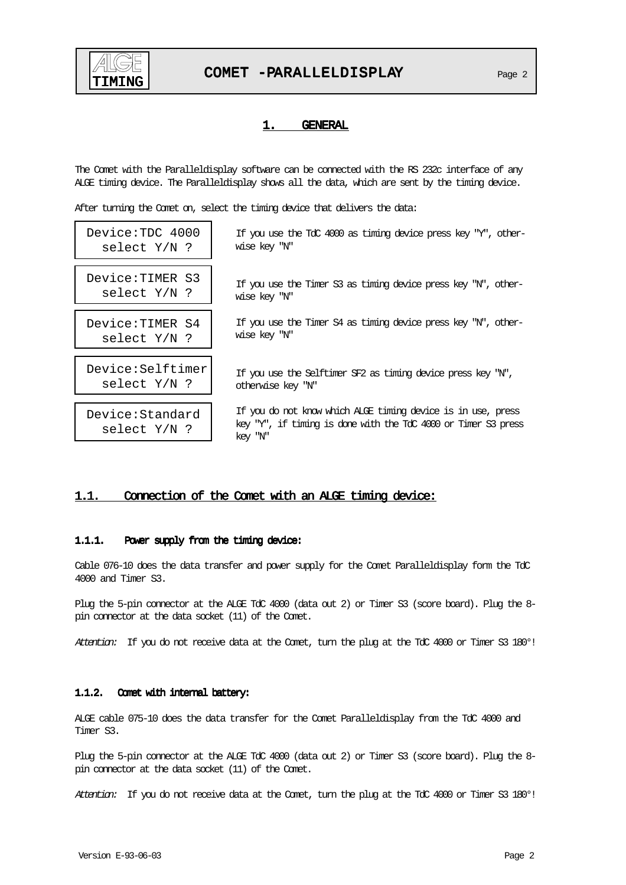# 1. GENERAL

The Comet with the Paralleldisplay software can be connected with the RS 232c interface of any ALGE timing device. The Paralleldisplay shows all the data, which are sent by the timing device.

After turning the Comet on, select the timing device that delivers the data:

| Display | Description |
| --- | --- |
| Device:TDC 4000<br>select Y/N ? | If you use the TdC 4000 as timing device press key "Y", otherwise key "N" |
| Device:TIMER S3<br>select Y/N ? | If you use the Timer S3 as timing device press key "N", otherwise key "N" |
| Device:TIMER S4<br>select Y/N ? | If you use the Timer S4 as timing device press key "N", otherwise key "N" |
| Device:Selftimer<br>select Y/N ? | If you use the Selftimer SF2 as timing device press key "N", otherwise key "N" |
| Device:Standard<br>select Y/N ? | If you do not know which ALGE timing device is in use, press key "Y", if timing is done with the TdC 4000 or Timer S3 press key "N" |

## 1.1. Connection of the Comet with an ALGE timing device:

### 1.1.1. Power supply from the timing device:

Cable 076-10 does the data transfer and power supply for the Comet Paralleldisplay form the TdC 4000 and Timer S3.

Plug the 5-pin connector at the ALGE TdC 4000 (data out 2) or Timer S3 (score board). Plug the 8-pin connector at the data socket (11) of the Comet.

*Attention:* If you do not receive data at the Comet, turn the plug at the TdC 4000 or Timer S3 180°!

### 1.1.2. Comet with internal battery:

ALGE cable 075-10 does the data transfer for the Comet Paralleldisplay from the TdC 4000 and Timer S3.

Plug the 5-pin connector at the ALGE TdC 4000 (data out 2) or Timer S3 (score board). Plug the 8-pin connector at the data socket (11) of the Comet.

*Attention:* If you do not receive data at the Comet, turn the plug at the TdC 4000 or Timer S3 180°!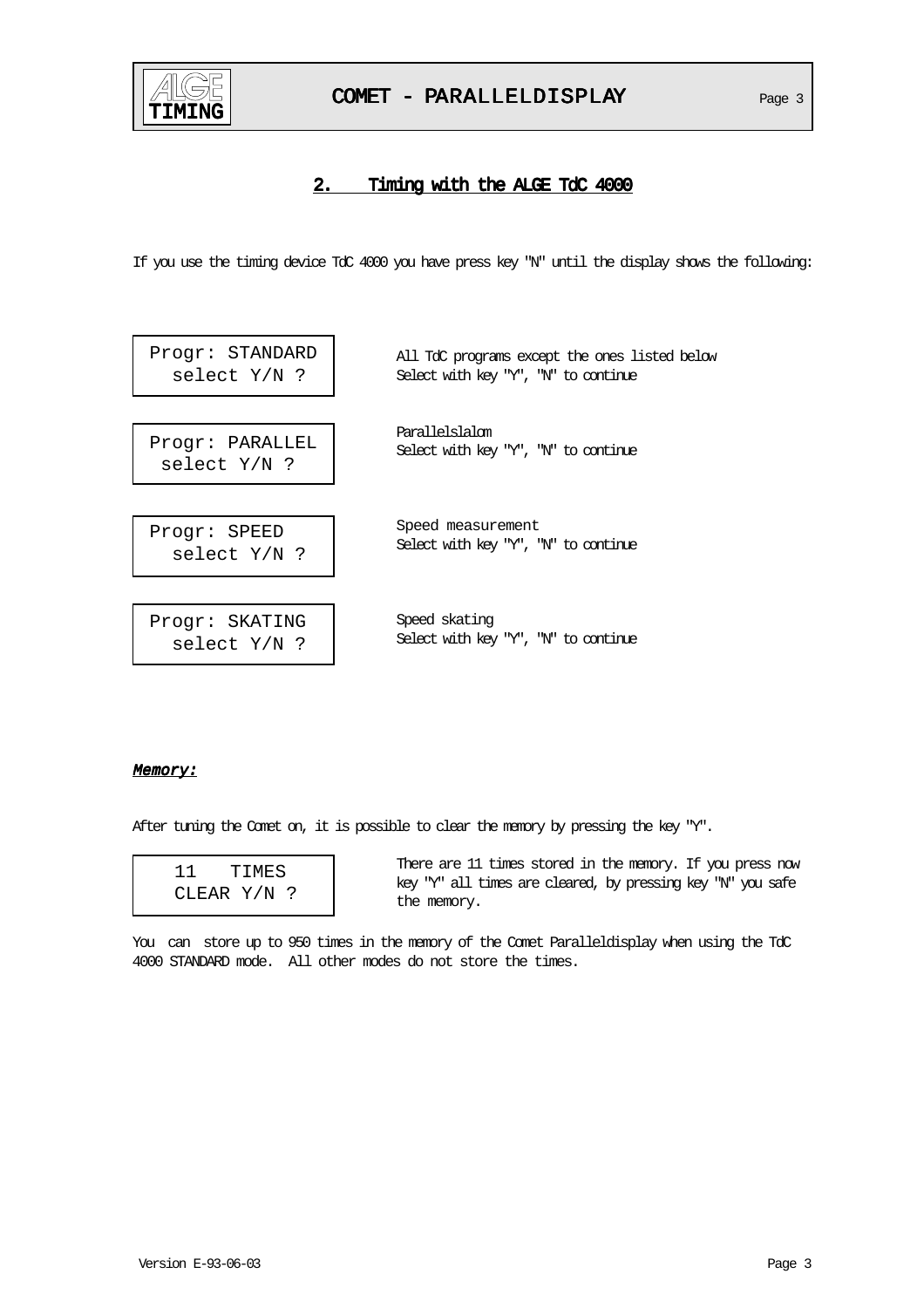## 2. Timing with the ALGE TdC 4000

If you use the timing device TdC 4000 you have press key "N" until the display shows the following:

| Display | Description |
|---|---|
| Progr: STANDARD<br>select Y/N ? | All TdC programs except the ones listed below<br>Select with key "Y", "N" to continue |
| Progr: PARALLEL<br>select Y/N ? | Parallelslalom<br>Select with key "Y", "N" to continue |
| Progr: SPEED<br>select Y/N ? | Speed measurement<br>Select with key "Y", "N" to continue |
| Progr: SKATING<br>select Y/N ? | Speed skating<br>Select with key "Y", "N" to continue |

***Memory:***

After tuning the Comet on, it is possible to clear the memory by pressing the key "Y".

| Display | Description |
|---|---|
| 11 TIMES<br>CLEAR Y/N ? | There are 11 times stored in the memory. If you press now key "Y" all times are cleared, by pressing key "N" you safe the memory. |

You can store up to 950 times in the memory of the Comet Paralleldisplay when using the TdC 4000 STANDARD mode. All other modes do not store the times.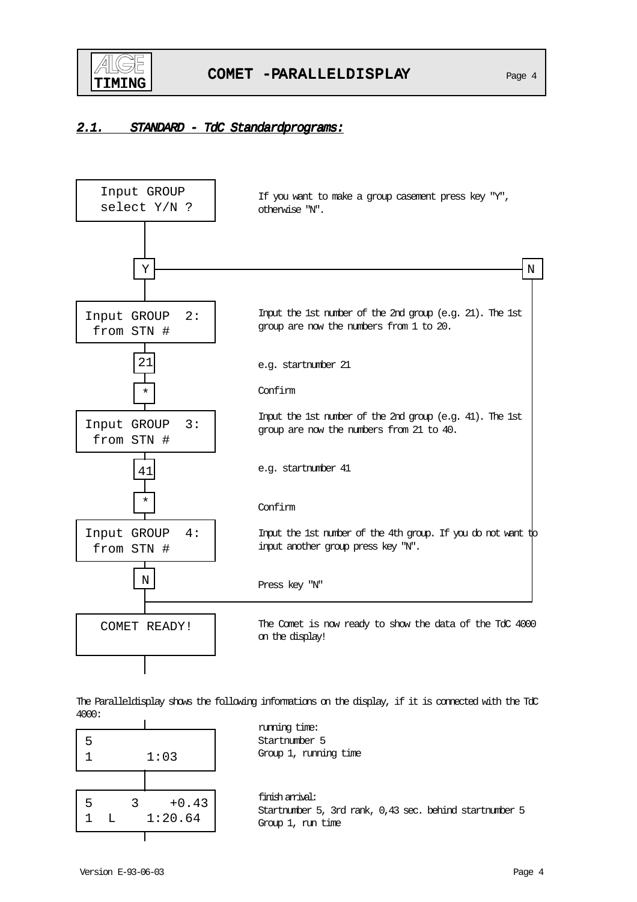## *2.1. STANDARD - TdC Standardprograms:*

```
Input GROUP
select Y/N ?
```

If you want to make a group casement press key "Y", otherwise "N".

**Y** / **N**

```
Input GROUP  2:
 from STN #
```

Input the 1st number of the 2nd group (e.g. 21). The 1st group are now the numbers from 1 to 20.

**21** — e.g. startnumber 21

**\*** — Confirm

```
Input GROUP  3:
 from STN #
```

Input the 1st number of the 2nd group (e.g. 41). The 1st group are now the numbers from 21 to 40.

**41** — e.g. startnumber 41

**\*** — Confirm

```
Input GROUP  4:
 from STN #
```

Input the 1st number of the 4th group. If you do not want to input another group press key "N".

**N** — Press key "N"

```
COMET READY!
```

The Comet is now ready to show the data of the TdC 4000 on the display!

The Paralleldisplay shows the following informations on the display, if it is connected with the TdC 4000:

```
5
1        1:03
```

running time:
Startnumber 5
Group 1, running time

```
5     3    +0.43
1  L    1:20.64
```

finish arrival:
Startnumber 5, 3rd rank, 0,43 sec. behind startnumber 5
Group 1, run time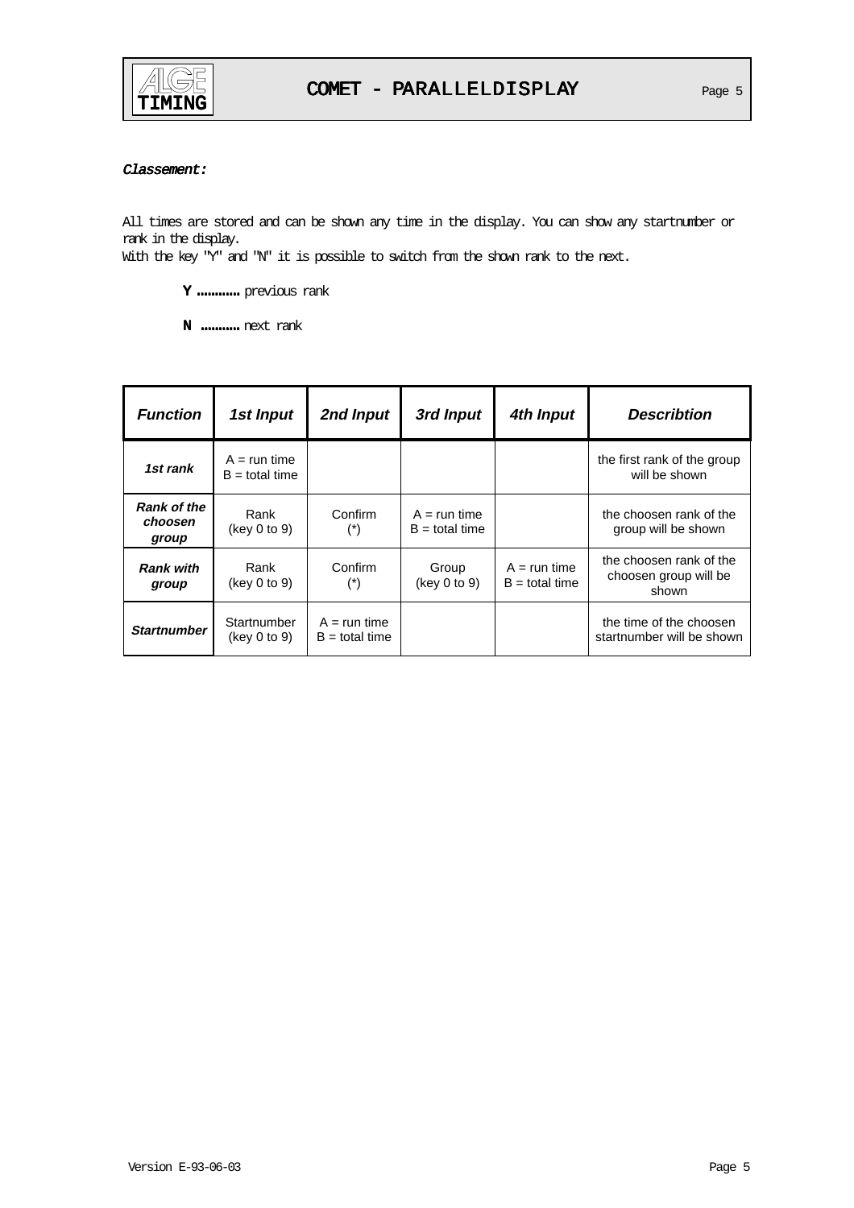*Classement:*

All times are stored and can be shown any time in the display. You can show any startnumber or rank in the display.
With the key "Y" and "N" it is possible to switch from the shown rank to the next.

**Y** ............ previous rank

**N** ........... next rank

| *Function* | *1st Input* | *2nd Input* | *3rd Input* | *4th Input* | *Describtion* |
|---|---|---|---|---|---|
| ***1st rank*** | A = run time<br>B = total time | | | | the first rank of the group will be shown |
| ***Rank of the choosen group*** | Rank<br>(key 0 to 9) | Confirm<br>(*) | A = run time<br>B = total time | | the choosen rank of the group will be shown |
| ***Rank with group*** | Rank<br>(key 0 to 9) | Confirm<br>(*) | Group<br>(key 0 to 9) | A = run time<br>B = total time | the choosen rank of the choosen group will be shown |
| ***Startnumber*** | Startnumber<br>(key 0 to 9) | A = run time<br>B = total time | | | the time of the choosen startnumber will be shown |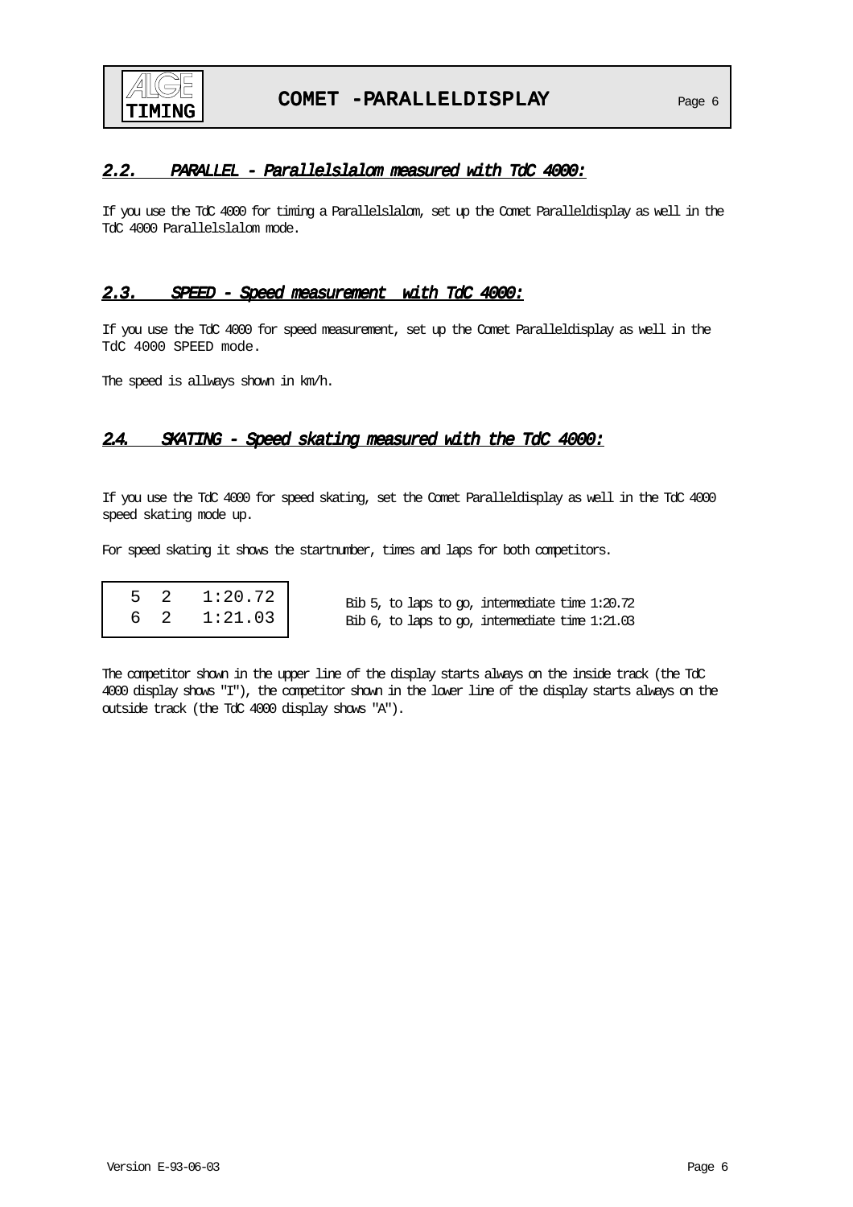## *2.2. PARALLEL - Parallelslalom measured with TdC 4000:*

If you use the TdC 4000 for timing a Parallelslalom, set up the Comet Paralleldisplay as well in the TdC 4000 Parallelslalom mode.

## *2.3. SPEED - Speed measurement with TdC 4000:*

If you use the TdC 4000 for speed measurement, set up the Comet Paralleldisplay as well in the TdC 4000 SPEED mode.

The speed is allways shown in km/h.

## *2.4. SKATING - Speed skating measured with the TdC 4000:*

If you use the TdC 4000 for speed skating, set the Comet Paralleldisplay as well in the TdC 4000 speed skating mode up.

For speed skating it shows the startnumber, times and laps for both competitors.

```
 5  2   1:20.72
 6  2   1:21.03
```

Bib 5, to laps to go, intermediate time 1:20.72
Bib 6, to laps to go, intermediate time 1:21.03

The competitor shown in the upper line of the display starts always on the inside track (the TdC 4000 display shows "I"), the competitor shown in the lower line of the display starts always on the outside track (the TdC 4000 display shows "A").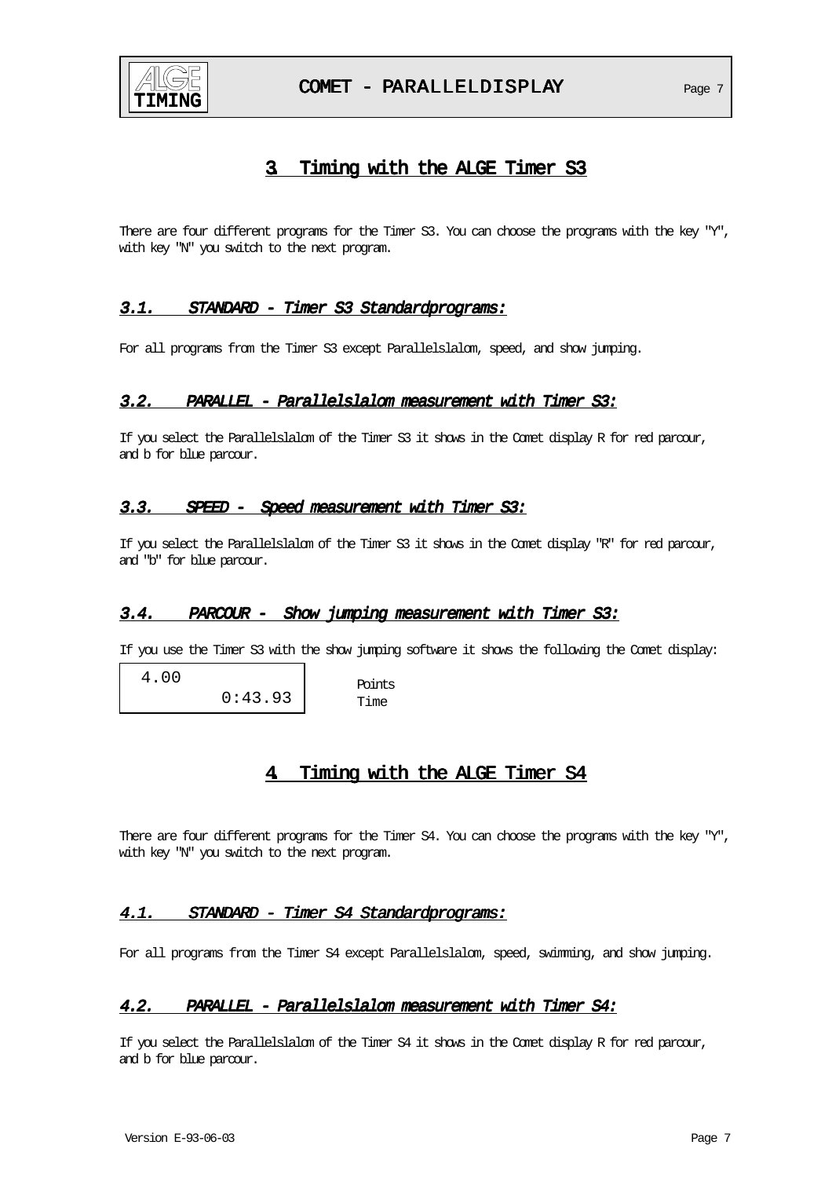# 3. Timing with the ALGE Timer S3

There are four different programs for the Timer S3. You can choose the programs with the key "Y", with key "N" you switch to the next program.

## *3.1. STANDARD - Timer S3 Standardprograms:*

For all programs from the Timer S3 except Parallelslalom, speed, and show jumping.

## *3.2. PARALLEL - Parallelslalom measurement with Timer S3:*

If you select the Parallelslalom of the Timer S3 it shows in the Comet display R for red parcour, and b for blue parcour.

## *3.3. SPEED - Speed measurement with Timer S3:*

If you select the Parallelslalom of the Timer S3 it shows in the Comet display "R" for red parcour, and "b" for blue parcour.

## *3.4. PARCOUR - Show jumping measurement with Timer S3:*

If you use the Timer S3 with the show jumping software it shows the following the Comet display:

```
 4.00              Points
        0:43.93    Time
```

# 4. Timing with the ALGE Timer S4

There are four different programs for the Timer S4. You can choose the programs with the key "Y", with key "N" you switch to the next program.

## *4.1. STANDARD - Timer S4 Standardprograms:*

For all programs from the Timer S4 except Parallelslalom, speed, swimming, and show jumping.

## *4.2. PARALLEL - Parallelslalom measurement with Timer S4:*

If you select the Parallelslalom of the Timer S4 it shows in the Comet display R for red parcour, and b for blue parcour.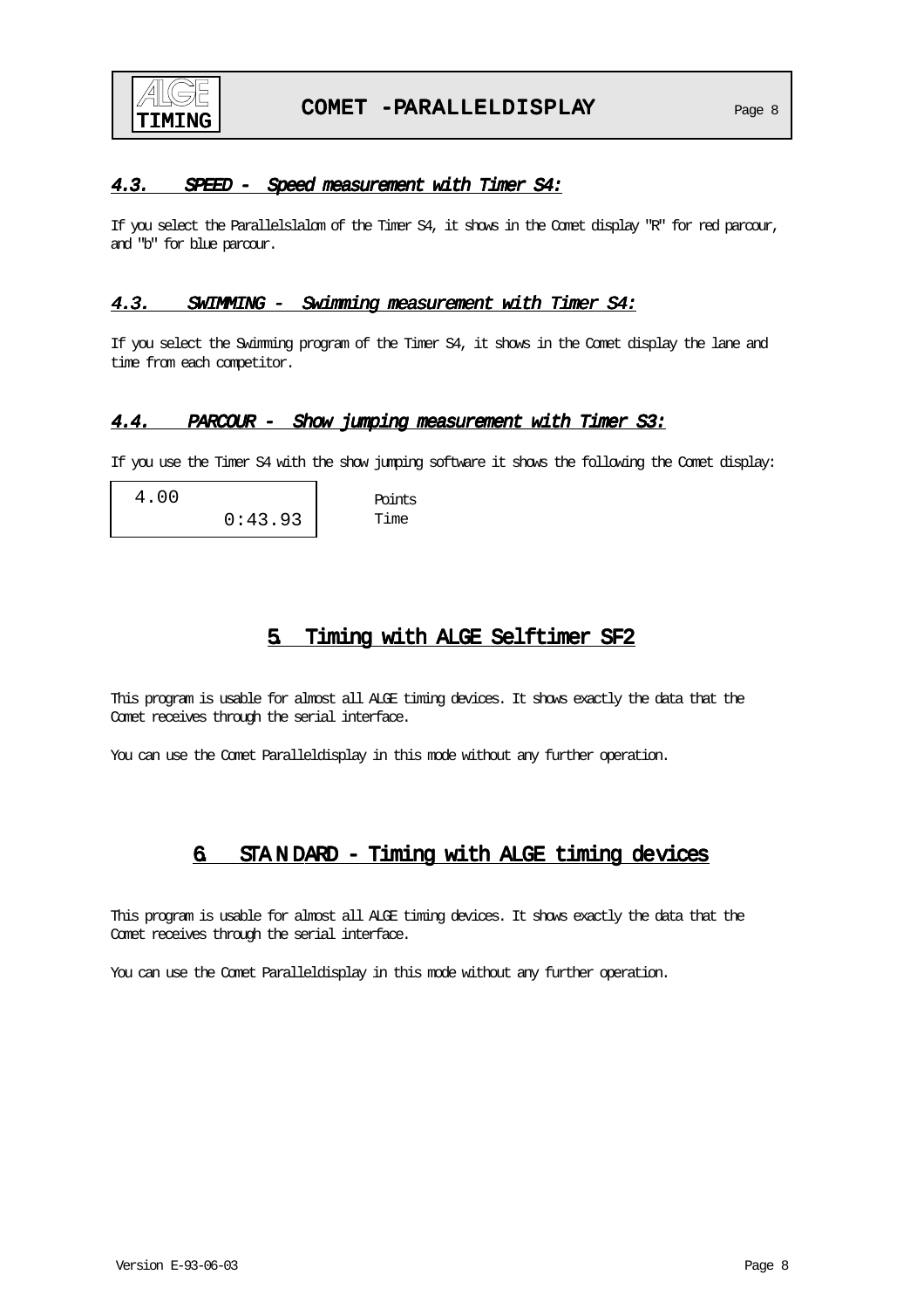### *4.3. SPEED - Speed measurement with Timer S4:*

If you select the Parallelslalom of the Timer S4, it shows in the Comet display "R" for red parcour, and "b" for blue parcour.

### *4.3. SWIMMING - Swimming measurement with Timer S4:*

If you select the Swimming program of the Timer S4, it shows in the Comet display the lane and time from each competitor.

### *4.4. PARCOUR - Show jumping measurement with Timer S3:*

If you use the Timer S4 with the show jumping software it shows the following the Comet display:

```
4.00                 Points
        0:43.93      Time
```

## 5. Timing with ALGE Selftimer SF2

This program is usable for almost all ALGE timing devices. It shows exactly the data that the Comet receives through the serial interface.

You can use the Comet Paralleldisplay in this mode without any further operation.

## 6. STANDARD - Timing with ALGE timing devices

This program is usable for almost all ALGE timing devices. It shows exactly the data that the Comet receives through the serial interface.

You can use the Comet Paralleldisplay in this mode without any further operation.